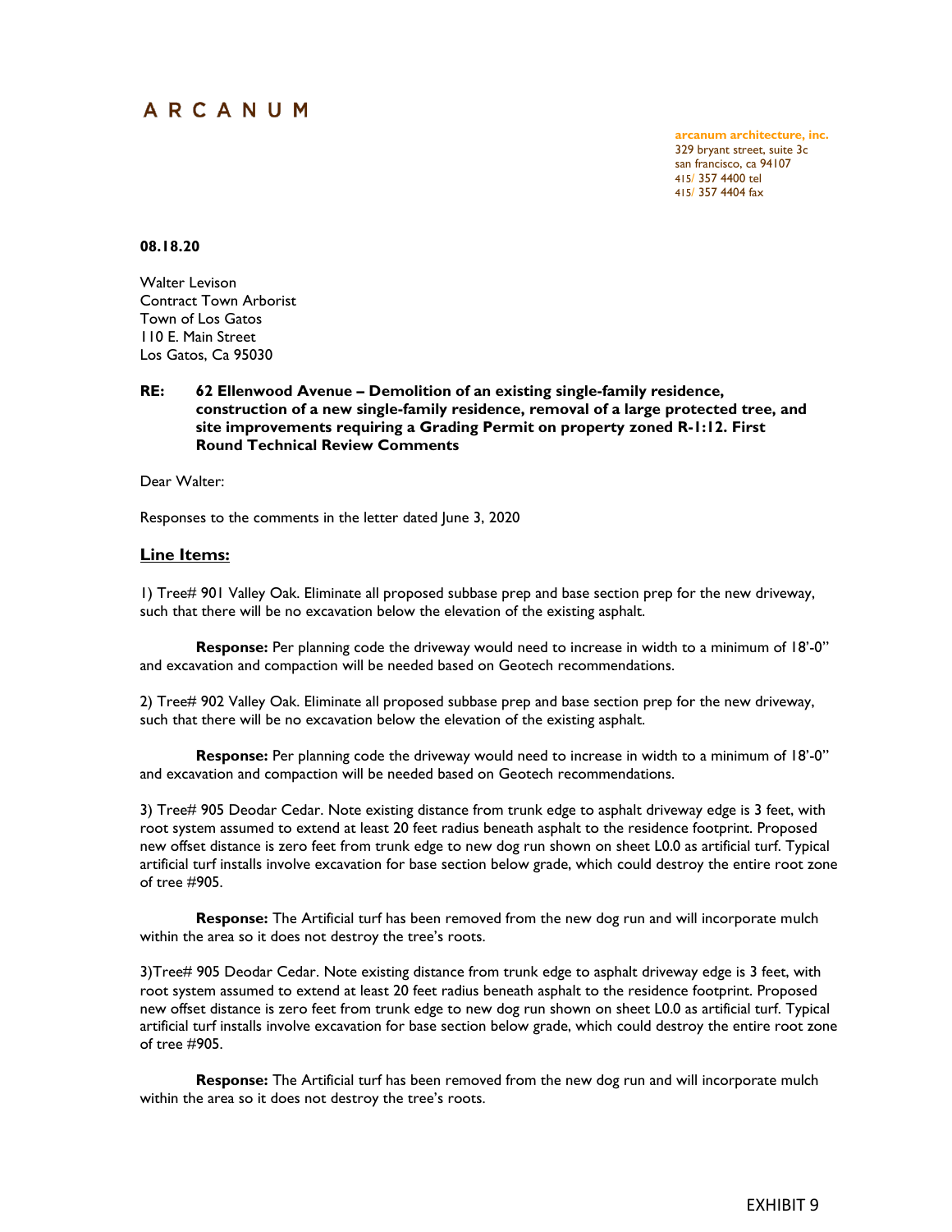# ARCANUM

**arcanum architecture, inc.**
329 bryant street, suite 3c
san francisco, ca 94107
415/ 357 4400 tel
415/ 357 4404 fax

**08.18.20**

Walter Levison
Contract Town Arborist
Town of Los Gatos
110 E. Main Street
Los Gatos, Ca 95030

**RE: 62 Ellenwood Avenue – Demolition of an existing single-family residence, construction of a new single-family residence, removal of a large protected tree, and site improvements requiring a Grading Permit on property zoned R-1:12. First Round Technical Review Comments**

Dear Walter:

Responses to the comments in the letter dated June 3, 2020

## Line Items:

1) Tree# 901 Valley Oak. Eliminate all proposed subbase prep and base section prep for the new driveway, such that there will be no excavation below the elevation of the existing asphalt.

**Response:** Per planning code the driveway would need to increase in width to a minimum of 18'-0" and excavation and compaction will be needed based on Geotech recommendations.

2) Tree# 902 Valley Oak. Eliminate all proposed subbase prep and base section prep for the new driveway, such that there will be no excavation below the elevation of the existing asphalt.

**Response:** Per planning code the driveway would need to increase in width to a minimum of 18'-0" and excavation and compaction will be needed based on Geotech recommendations.

3) Tree# 905 Deodar Cedar. Note existing distance from trunk edge to asphalt driveway edge is 3 feet, with root system assumed to extend at least 20 feet radius beneath asphalt to the residence footprint. Proposed new offset distance is zero feet from trunk edge to new dog run shown on sheet L0.0 as artificial turf. Typical artificial turf installs involve excavation for base section below grade, which could destroy the entire root zone of tree #905.

**Response:** The Artificial turf has been removed from the new dog run and will incorporate mulch within the area so it does not destroy the tree's roots.

3)Tree# 905 Deodar Cedar. Note existing distance from trunk edge to asphalt driveway edge is 3 feet, with root system assumed to extend at least 20 feet radius beneath asphalt to the residence footprint. Proposed new offset distance is zero feet from trunk edge to new dog run shown on sheet L0.0 as artificial turf. Typical artificial turf installs involve excavation for base section below grade, which could destroy the entire root zone of tree #905.

**Response:** The Artificial turf has been removed from the new dog run and will incorporate mulch within the area so it does not destroy the tree's roots.

EXHIBIT 9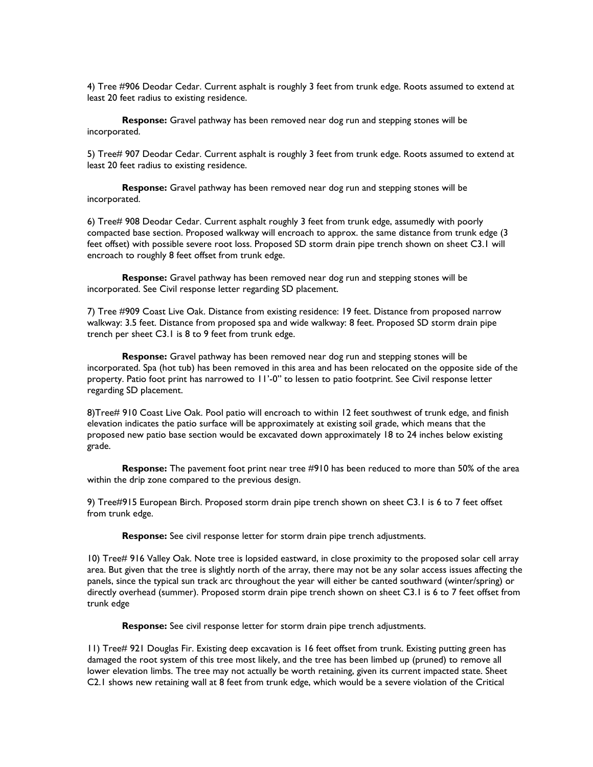4) Tree #906 Deodar Cedar. Current asphalt is roughly 3 feet from trunk edge. Roots assumed to extend at least 20 feet radius to existing residence.

**Response:** Gravel pathway has been removed near dog run and stepping stones will be incorporated.

5) Tree# 907 Deodar Cedar. Current asphalt is roughly 3 feet from trunk edge. Roots assumed to extend at least 20 feet radius to existing residence.

**Response:** Gravel pathway has been removed near dog run and stepping stones will be incorporated.

6) Tree# 908 Deodar Cedar. Current asphalt roughly 3 feet from trunk edge, assumedly with poorly compacted base section. Proposed walkway will encroach to approx. the same distance from trunk edge (3 feet offset) with possible severe root loss. Proposed SD storm drain pipe trench shown on sheet C3.1 will encroach to roughly 8 feet offset from trunk edge.

**Response:** Gravel pathway has been removed near dog run and stepping stones will be incorporated. See Civil response letter regarding SD placement.

7) Tree #909 Coast Live Oak. Distance from existing residence: 19 feet. Distance from proposed narrow walkway: 3.5 feet. Distance from proposed spa and wide walkway: 8 feet. Proposed SD storm drain pipe trench per sheet C3.1 is 8 to 9 feet from trunk edge.

**Response:** Gravel pathway has been removed near dog run and stepping stones will be incorporated. Spa (hot tub) has been removed in this area and has been relocated on the opposite side of the property. Patio foot print has narrowed to 11'-0" to lessen to patio footprint. See Civil response letter regarding SD placement.

8)Tree# 910 Coast Live Oak. Pool patio will encroach to within 12 feet southwest of trunk edge, and finish elevation indicates the patio surface will be approximately at existing soil grade, which means that the proposed new patio base section would be excavated down approximately 18 to 24 inches below existing grade.

**Response:** The pavement foot print near tree #910 has been reduced to more than 50% of the area within the drip zone compared to the previous design.

9) Tree#915 European Birch. Proposed storm drain pipe trench shown on sheet C3.1 is 6 to 7 feet offset from trunk edge.

**Response:** See civil response letter for storm drain pipe trench adjustments.

10) Tree# 916 Valley Oak. Note tree is lopsided eastward, in close proximity to the proposed solar cell array area. But given that the tree is slightly north of the array, there may not be any solar access issues affecting the panels, since the typical sun track arc throughout the year will either be canted southward (winter/spring) or directly overhead (summer). Proposed storm drain pipe trench shown on sheet C3.1 is 6 to 7 feet offset from trunk edge

**Response:** See civil response letter for storm drain pipe trench adjustments.

11) Tree# 921 Douglas Fir. Existing deep excavation is 16 feet offset from trunk. Existing putting green has damaged the root system of this tree most likely, and the tree has been limbed up (pruned) to remove all lower elevation limbs. The tree may not actually be worth retaining, given its current impacted state. Sheet C2.1 shows new retaining wall at 8 feet from trunk edge, which would be a severe violation of the Critical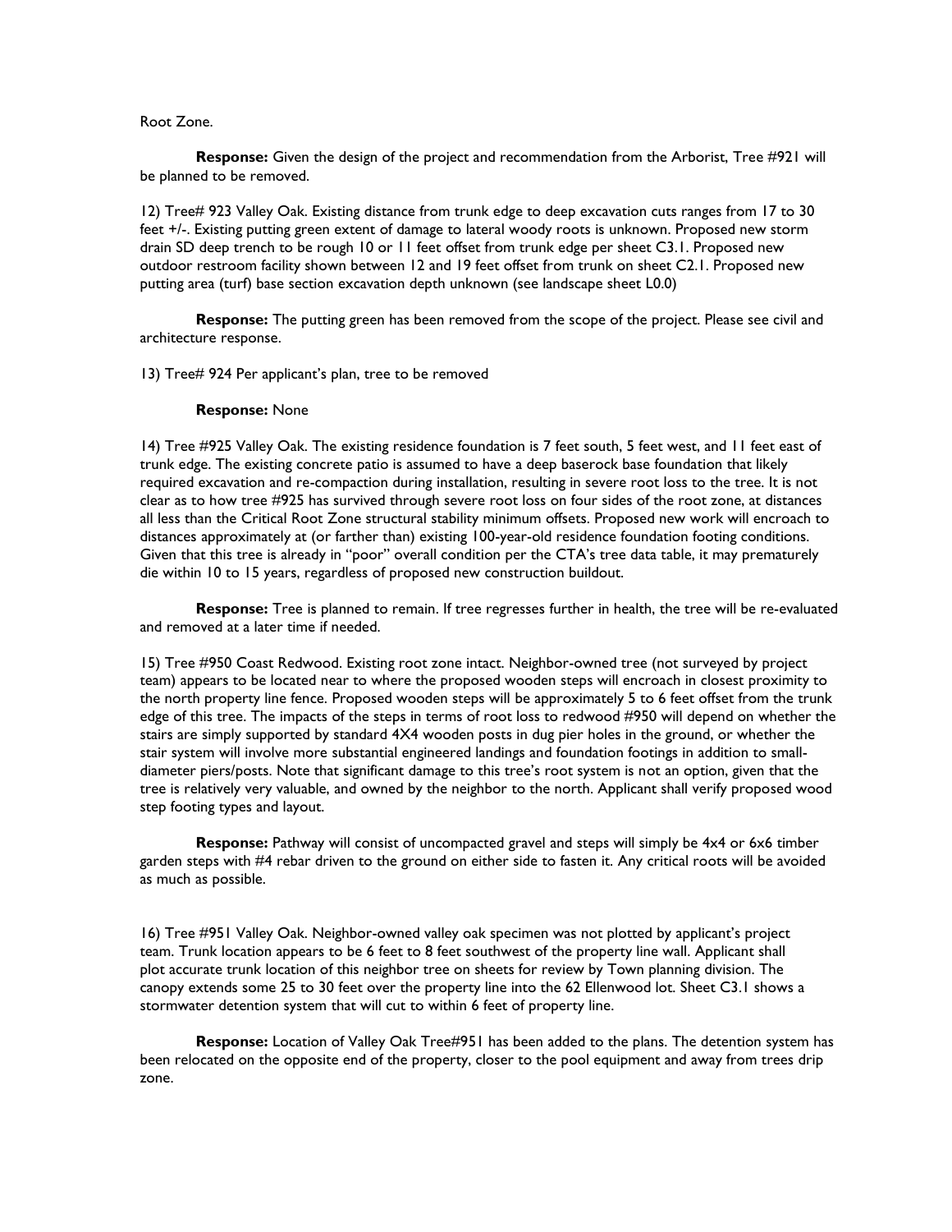Root Zone.

**Response:** Given the design of the project and recommendation from the Arborist, Tree #921 will be planned to be removed.

12) Tree# 923 Valley Oak. Existing distance from trunk edge to deep excavation cuts ranges from 17 to 30 feet +/-. Existing putting green extent of damage to lateral woody roots is unknown. Proposed new storm drain SD deep trench to be rough 10 or 11 feet offset from trunk edge per sheet C3.1. Proposed new outdoor restroom facility shown between 12 and 19 feet offset from trunk on sheet C2.1. Proposed new putting area (turf) base section excavation depth unknown (see landscape sheet L0.0)

**Response:** The putting green has been removed from the scope of the project. Please see civil and architecture response.

13) Tree# 924 Per applicant's plan, tree to be removed

**Response:** None

14) Tree #925 Valley Oak. The existing residence foundation is 7 feet south, 5 feet west, and 11 feet east of trunk edge. The existing concrete patio is assumed to have a deep baserock base foundation that likely required excavation and re-compaction during installation, resulting in severe root loss to the tree. It is not clear as to how tree #925 has survived through severe root loss on four sides of the root zone, at distances all less than the Critical Root Zone structural stability minimum offsets. Proposed new work will encroach to distances approximately at (or farther than) existing 100-year-old residence foundation footing conditions. Given that this tree is already in "poor" overall condition per the CTA's tree data table, it may prematurely die within 10 to 15 years, regardless of proposed new construction buildout.

**Response:** Tree is planned to remain. If tree regresses further in health, the tree will be re-evaluated and removed at a later time if needed.

15) Tree #950 Coast Redwood. Existing root zone intact. Neighbor-owned tree (not surveyed by project team) appears to be located near to where the proposed wooden steps will encroach in closest proximity to the north property line fence. Proposed wooden steps will be approximately 5 to 6 feet offset from the trunk edge of this tree. The impacts of the steps in terms of root loss to redwood #950 will depend on whether the stairs are simply supported by standard 4X4 wooden posts in dug pier holes in the ground, or whether the stair system will involve more substantial engineered landings and foundation footings in addition to small-diameter piers/posts. Note that significant damage to this tree's root system is not an option, given that the tree is relatively very valuable, and owned by the neighbor to the north. Applicant shall verify proposed wood step footing types and layout.

**Response:** Pathway will consist of uncompacted gravel and steps will simply be 4x4 or 6x6 timber garden steps with #4 rebar driven to the ground on either side to fasten it. Any critical roots will be avoided as much as possible.

16) Tree #951 Valley Oak. Neighbor-owned valley oak specimen was not plotted by applicant's project team. Trunk location appears to be 6 feet to 8 feet southwest of the property line wall. Applicant shall plot accurate trunk location of this neighbor tree on sheets for review by Town planning division. The canopy extends some 25 to 30 feet over the property line into the 62 Ellenwood lot. Sheet C3.1 shows a stormwater detention system that will cut to within 6 feet of property line.

**Response:** Location of Valley Oak Tree#951 has been added to the plans. The detention system has been relocated on the opposite end of the property, closer to the pool equipment and away from trees drip zone.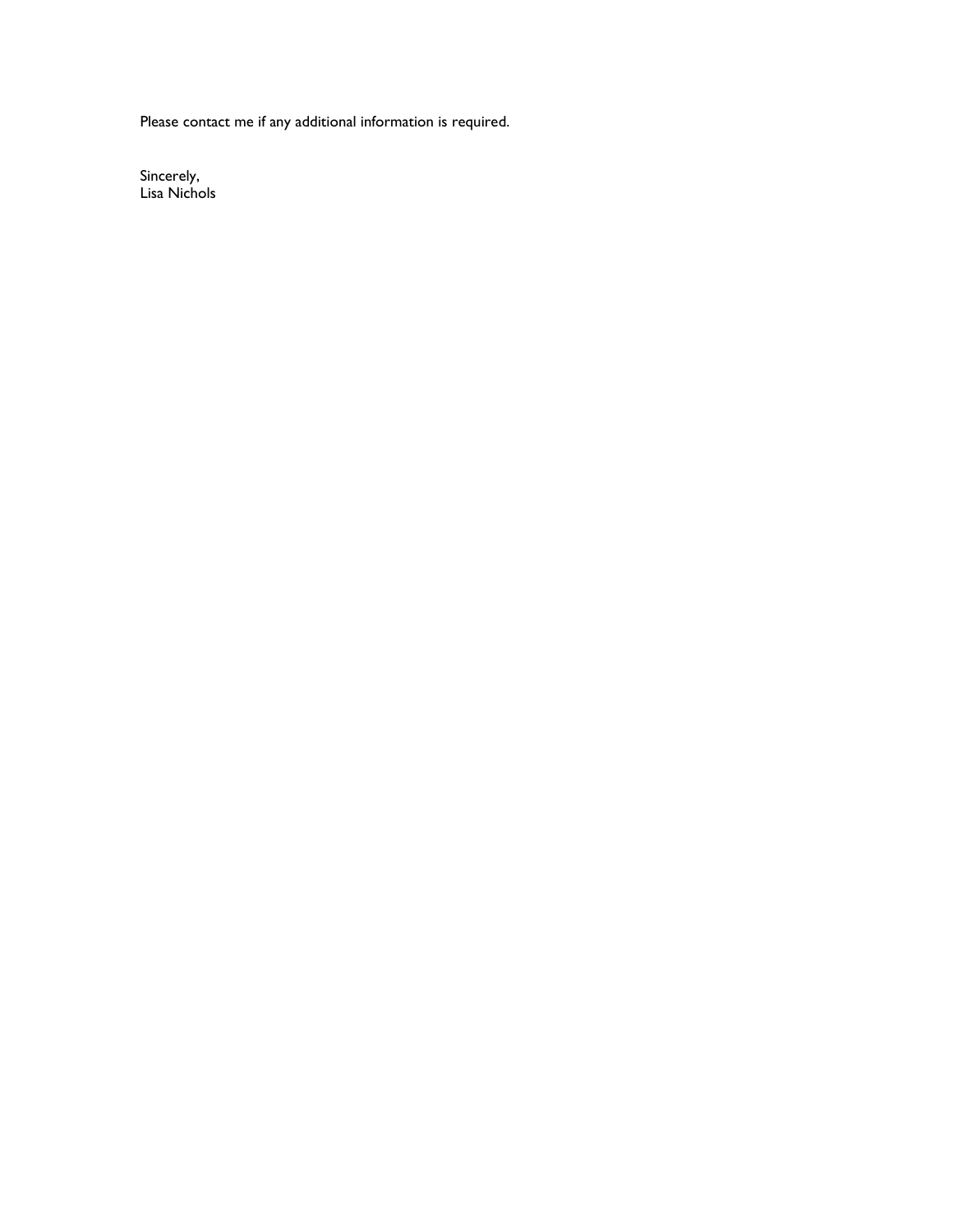Please contact me if any additional information is required.

Sincerely,
Lisa Nichols